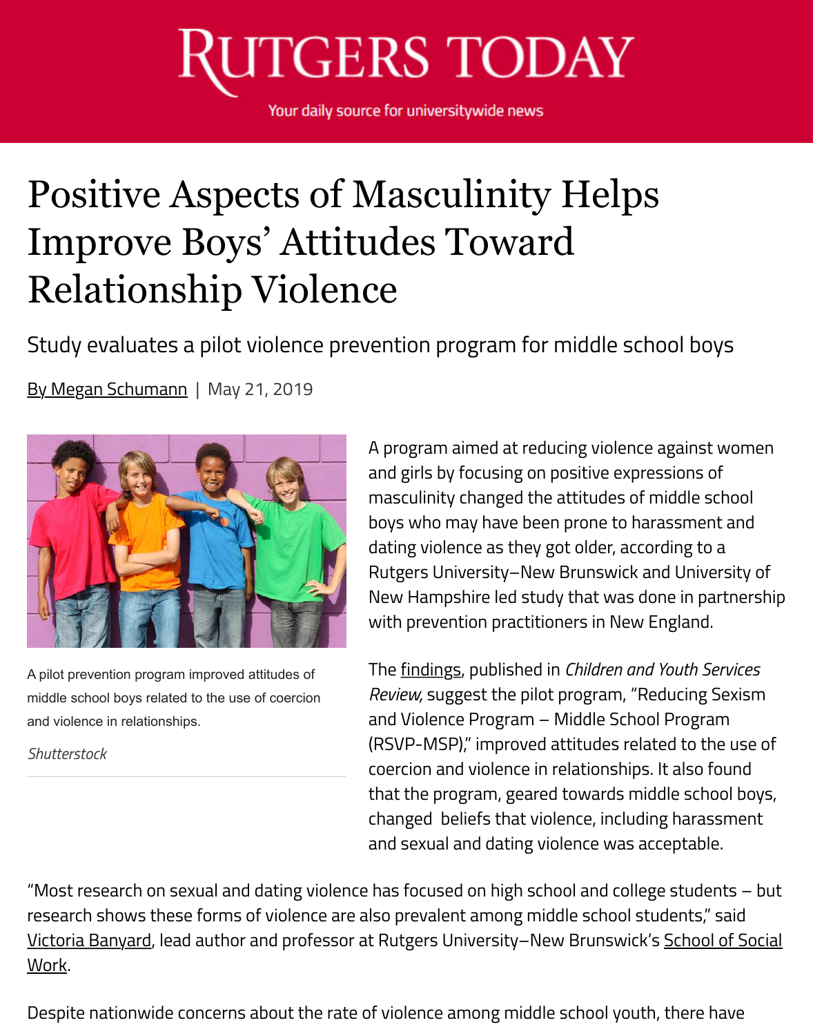# RUTGERS TODAY

Your daily source for universitywide news

# Positive Aspects of Masculinity Helps Improve Boys' Attitudes Toward Relationship Violence

## Study evaluates a pilot violence prevention program for middle school boys

By Megan Schumann | May 21, 2019

A pilot prevention program improved attitudes of middle school boys related to the use of coercion and violence in relationships.

*Shutterstock*

A program aimed at reducing violence against women and girls by focusing on positive expressions of masculinity changed the attitudes of middle school boys who may have been prone to harassment and dating violence as they got older, according to a Rutgers University–New Brunswick and University of New Hampshire led study that was done in partnership with prevention practitioners in New England.

The findings, published in *Children and Youth Services Review,* suggest the pilot program, "Reducing Sexism and Violence Program – Middle School Program (RSVP-MSP)," improved attitudes related to the use of coercion and violence in relationships. It also found that the program, geared towards middle school boys, changed beliefs that violence, including harassment and sexual and dating violence was acceptable.

"Most research on sexual and dating violence has focused on high school and college students – but research shows these forms of violence are also prevalent among middle school students," said Victoria Banyard, lead author and professor at Rutgers University–New Brunswick's School of Social Work.

Despite nationwide concerns about the rate of violence among middle school youth, there have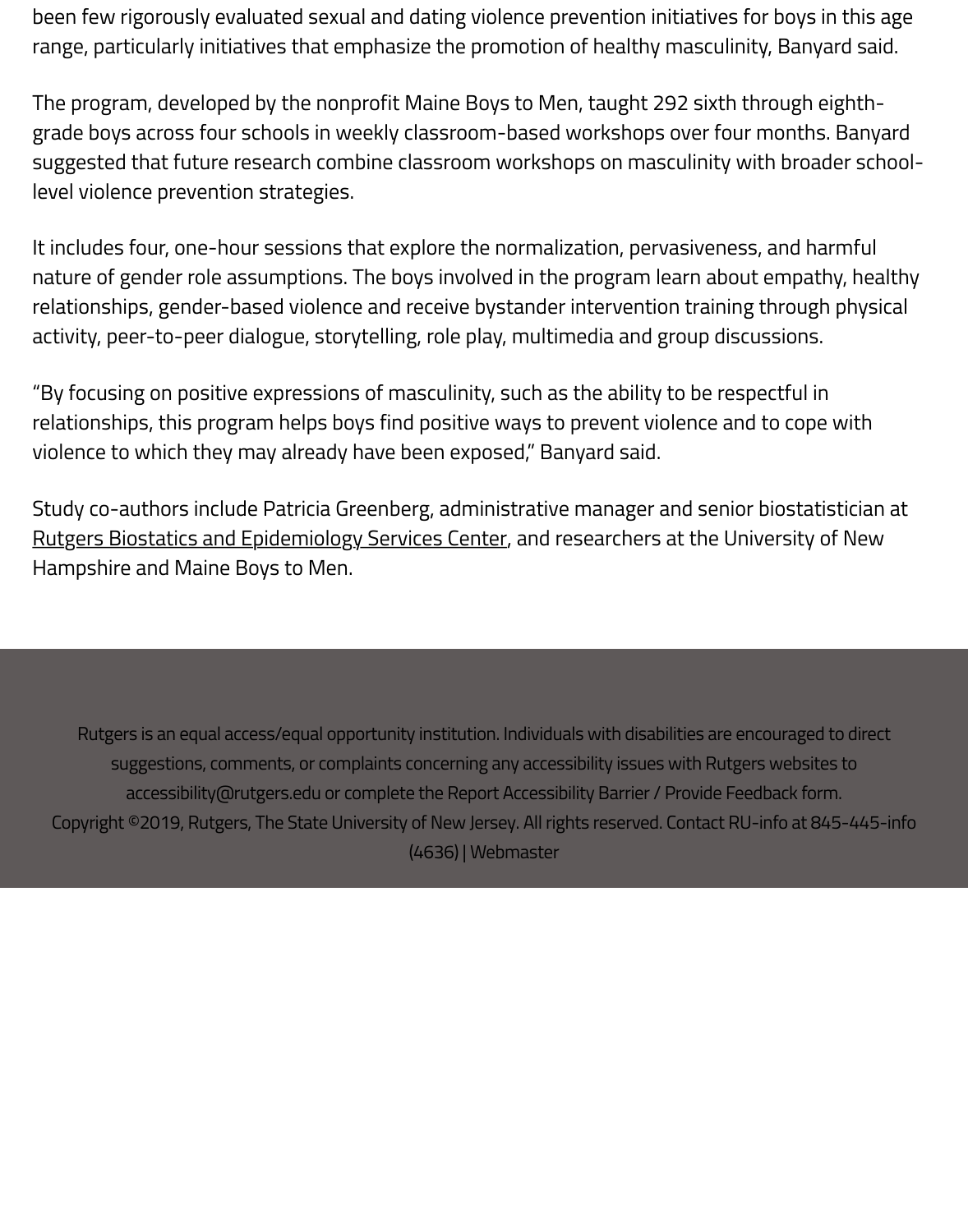been few rigorously evaluated sexual and dating violence prevention initiatives for boys in this age range, particularly initiatives that emphasize the promotion of healthy masculinity, Banyard said.

The program, developed by the nonprofit Maine Boys to Men, taught 292 sixth through eighth-grade boys across four schools in weekly classroom-based workshops over four months. Banyard suggested that future research combine classroom workshops on masculinity with broader school-level violence prevention strategies.

It includes four, one-hour sessions that explore the normalization, pervasiveness, and harmful nature of gender role assumptions. The boys involved in the program learn about empathy, healthy relationships, gender-based violence and receive bystander intervention training through physical activity, peer-to-peer dialogue, storytelling, role play, multimedia and group discussions.

“By focusing on positive expressions of masculinity, such as the ability to be respectful in relationships, this program helps boys find positive ways to prevent violence and to cope with violence to which they may already have been exposed,” Banyard said.

Study co-authors include Patricia Greenberg, administrative manager and senior biostatistician at Rutgers Biostatics and Epidemiology Services Center, and researchers at the University of New Hampshire and Maine Boys to Men.

Rutgers is an equal access/equal opportunity institution. Individuals with disabilities are encouraged to direct suggestions, comments, or complaints concerning any accessibility issues with Rutgers websites to accessibility@rutgers.edu or complete the Report Accessibility Barrier / Provide Feedback form.
Copyright ©2019, Rutgers, The State University of New Jersey. All rights reserved. Contact RU-info at 845-445-info (4636) | Webmaster